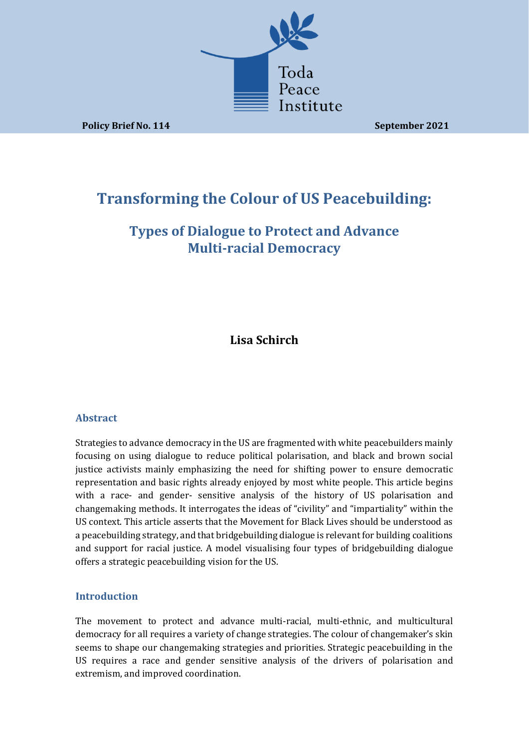Toda Peace Institute

**Policy Brief No. 114** **September 2021**

# Transforming the Colour of US Peacebuilding:

## Types of Dialogue to Protect and Advance Multi-racial Democracy

**Lisa Schirch**

### Abstract

Strategies to advance democracy in the US are fragmented with white peacebuilders mainly focusing on using dialogue to reduce political polarisation, and black and brown social justice activists mainly emphasizing the need for shifting power to ensure democratic representation and basic rights already enjoyed by most white people. This article begins with a race- and gender- sensitive analysis of the history of US polarisation and changemaking methods. It interrogates the ideas of "civility" and "impartiality" within the US context. This article asserts that the Movement for Black Lives should be understood as a peacebuilding strategy, and that bridgebuilding dialogue is relevant for building coalitions and support for racial justice. A model visualising four types of bridgebuilding dialogue offers a strategic peacebuilding vision for the US.

### Introduction

The movement to protect and advance multi-racial, multi-ethnic, and multicultural democracy for all requires a variety of change strategies. The colour of changemaker's skin seems to shape our changemaking strategies and priorities. Strategic peacebuilding in the US requires a race and gender sensitive analysis of the drivers of polarisation and extremism, and improved coordination.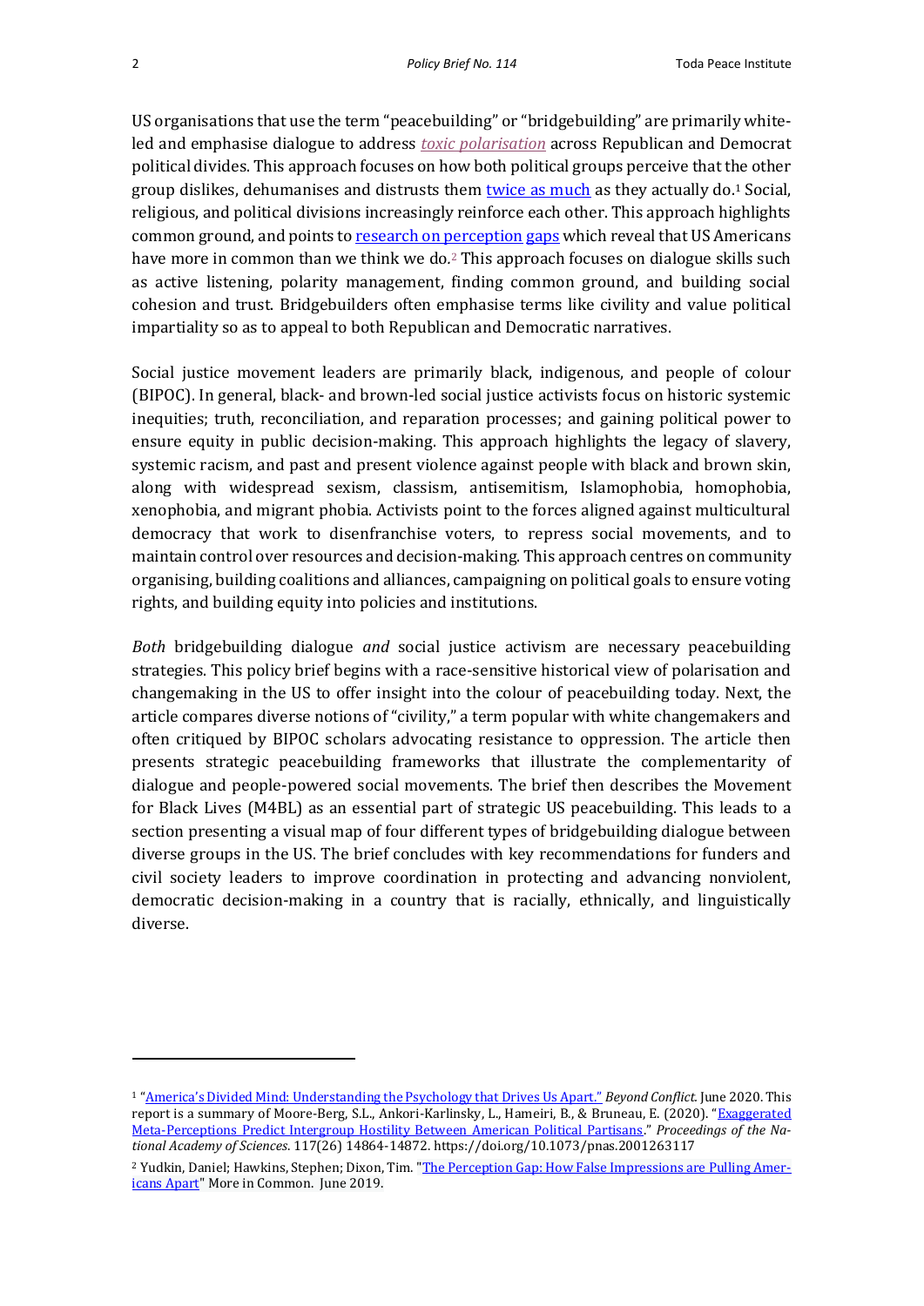US organisations that use the term "peacebuilding" or "bridgebuilding" are primarily white-led and emphasise dialogue to address *toxic polarisation* across Republican and Democrat political divides. This approach focuses on how both political groups perceive that the other group dislikes, dehumanises and distrusts them twice as much as they actually do.[1] Social, religious, and political divisions increasingly reinforce each other. This approach highlights common ground, and points to research on perception gaps which reveal that US Americans have more in common than we think we do.[2] This approach focuses on dialogue skills such as active listening, polarity management, finding common ground, and building social cohesion and trust. Bridgebuilders often emphasise terms like civility and value political impartiality so as to appeal to both Republican and Democratic narratives.

Social justice movement leaders are primarily black, indigenous, and people of colour (BIPOC). In general, black- and brown-led social justice activists focus on historic systemic inequities; truth, reconciliation, and reparation processes; and gaining political power to ensure equity in public decision-making. This approach highlights the legacy of slavery, systemic racism, and past and present violence against people with black and brown skin, along with widespread sexism, classism, antisemitism, Islamophobia, homophobia, xenophobia, and migrant phobia. Activists point to the forces aligned against multicultural democracy that work to disenfranchise voters, to repress social movements, and to maintain control over resources and decision-making. This approach centres on community organising, building coalitions and alliances, campaigning on political goals to ensure voting rights, and building equity into policies and institutions.

*Both* bridgebuilding dialogue *and* social justice activism are necessary peacebuilding strategies. This policy brief begins with a race-sensitive historical view of polarisation and changemaking in the US to offer insight into the colour of peacebuilding today. Next, the article compares diverse notions of "civility," a term popular with white changemakers and often critiqued by BIPOC scholars advocating resistance to oppression. The article then presents strategic peacebuilding frameworks that illustrate the complementarity of dialogue and people-powered social movements. The brief then describes the Movement for Black Lives (M4BL) as an essential part of strategic US peacebuilding. This leads to a section presenting a visual map of four different types of bridgebuilding dialogue between diverse groups in the US. The brief concludes with key recommendations for funders and civil society leaders to improve coordination in protecting and advancing nonviolent, democratic decision-making in a country that is racially, ethnically, and linguistically diverse.

---

[1] "America's Divided Mind: Understanding the Psychology that Drives Us Apart." *Beyond Conflict.* June 2020. This report is a summary of Moore-Berg, S.L., Ankori-Karlinsky, L., Hameiri, B., & Bruneau, E. (2020). "Exaggerated Meta-Perceptions Predict Intergroup Hostility Between American Political Partisans." *Proceedings of the National Academy of Sciences*. 117(26) 14864-14872. https://doi.org/10.1073/pnas.2001263117

[2] Yudkin, Daniel; Hawkins, Stephen; Dixon, Tim. "The Perception Gap: How False Impressions are Pulling Americans Apart" More in Common. June 2019.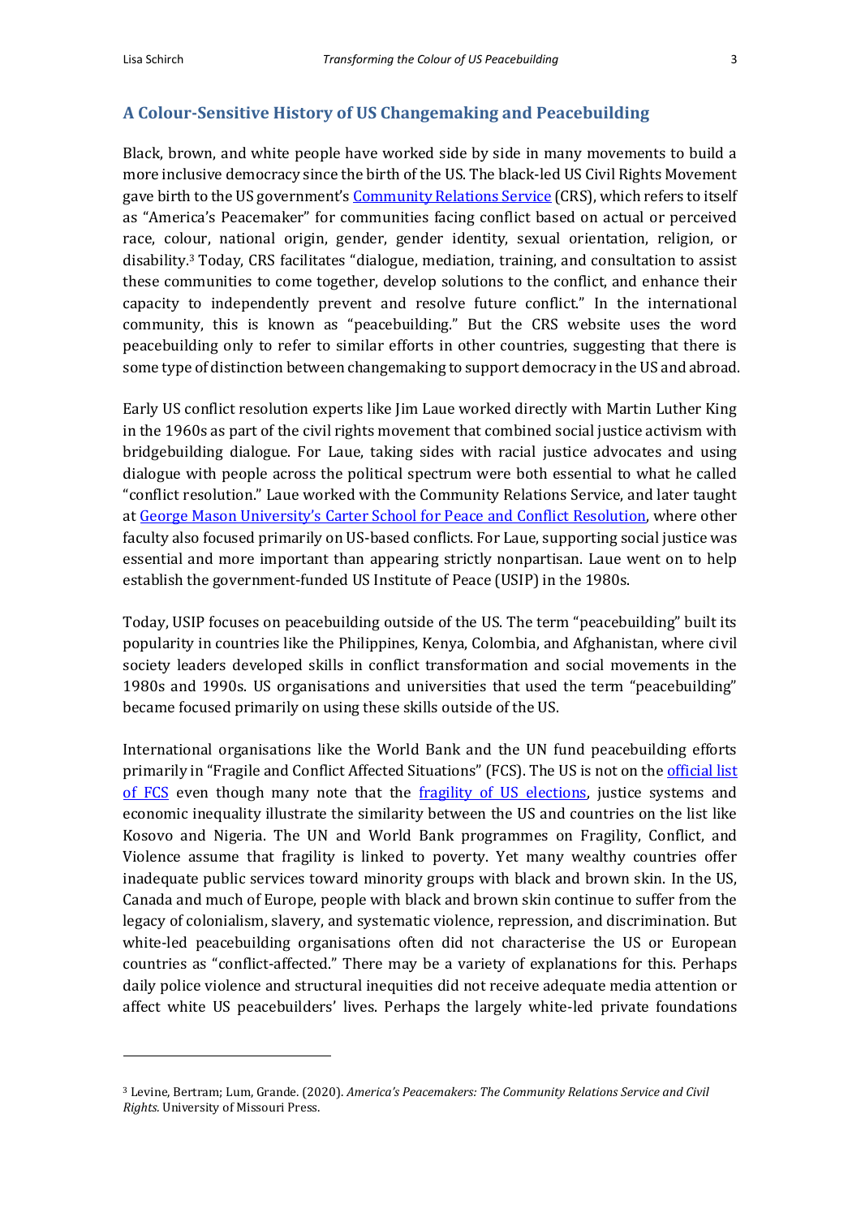## A Colour-Sensitive History of US Changemaking and Peacebuilding

Black, brown, and white people have worked side by side in many movements to build a more inclusive democracy since the birth of the US. The black-led US Civil Rights Movement gave birth to the US government's Community Relations Service (CRS), which refers to itself as "America's Peacemaker" for communities facing conflict based on actual or perceived race, colour, national origin, gender, gender identity, sexual orientation, religion, or disability.[3] Today, CRS facilitates "dialogue, mediation, training, and consultation to assist these communities to come together, develop solutions to the conflict, and enhance their capacity to independently prevent and resolve future conflict." In the international community, this is known as "peacebuilding." But the CRS website uses the word peacebuilding only to refer to similar efforts in other countries, suggesting that there is some type of distinction between changemaking to support democracy in the US and abroad.

Early US conflict resolution experts like Jim Laue worked directly with Martin Luther King in the 1960s as part of the civil rights movement that combined social justice activism with bridgebuilding dialogue. For Laue, taking sides with racial justice advocates and using dialogue with people across the political spectrum were both essential to what he called "conflict resolution." Laue worked with the Community Relations Service, and later taught at George Mason University's Carter School for Peace and Conflict Resolution, where other faculty also focused primarily on US-based conflicts. For Laue, supporting social justice was essential and more important than appearing strictly nonpartisan. Laue went on to help establish the government-funded US Institute of Peace (USIP) in the 1980s.

Today, USIP focuses on peacebuilding outside of the US. The term "peacebuilding" built its popularity in countries like the Philippines, Kenya, Colombia, and Afghanistan, where civil society leaders developed skills in conflict transformation and social movements in the 1980s and 1990s. US organisations and universities that used the term "peacebuilding" became focused primarily on using these skills outside of the US.

International organisations like the World Bank and the UN fund peacebuilding efforts primarily in "Fragile and Conflict Affected Situations" (FCS). The US is not on the official list of FCS even though many note that the fragility of US elections, justice systems and economic inequality illustrate the similarity between the US and countries on the list like Kosovo and Nigeria. The UN and World Bank programmes on Fragility, Conflict, and Violence assume that fragility is linked to poverty. Yet many wealthy countries offer inadequate public services toward minority groups with black and brown skin. In the US, Canada and much of Europe, people with black and brown skin continue to suffer from the legacy of colonialism, slavery, and systematic violence, repression, and discrimination. But white-led peacebuilding organisations often did not characterise the US or European countries as "conflict-affected." There may be a variety of explanations for this. Perhaps daily police violence and structural inequities did not receive adequate media attention or affect white US peacebuilders' lives. Perhaps the largely white-led private foundations

[3] Levine, Bertram; Lum, Grande. (2020). *America's Peacemakers: The Community Relations Service and Civil Rights.* University of Missouri Press.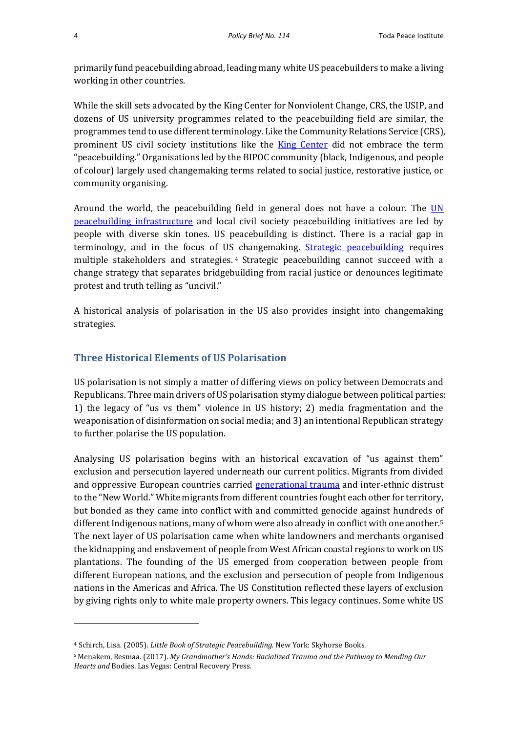primarily fund peacebuilding abroad, leading many white US peacebuilders to make a living working in other countries.

While the skill sets advocated by the King Center for Nonviolent Change, CRS, the USIP, and dozens of US university programmes related to the peacebuilding field are similar, the programmes tend to use different terminology. Like the Community Relations Service (CRS), prominent US civil society institutions like the King Center did not embrace the term "peacebuilding." Organisations led by the BIPOC community (black, Indigenous, and people of colour) largely used changemaking terms related to social justice, restorative justice, or community organising.

Around the world, the peacebuilding field in general does not have a colour. The UN peacebuilding infrastructure and local civil society peacebuilding initiatives are led by people with diverse skin tones. US peacebuilding is distinct. There is a racial gap in terminology, and in the focus of US changemaking. Strategic peacebuilding requires multiple stakeholders and strategies.[4] Strategic peacebuilding cannot succeed with a change strategy that separates bridgebuilding from racial justice or denounces legitimate protest and truth telling as "uncivil."

A historical analysis of polarisation in the US also provides insight into changemaking strategies.

## Three Historical Elements of US Polarisation

US polarisation is not simply a matter of differing views on policy between Democrats and Republicans. Three main drivers of US polarisation stymy dialogue between political parties: 1) the legacy of "us vs them" violence in US history; 2) media fragmentation and the weaponisation of disinformation on social media; and 3) an intentional Republican strategy to further polarise the US population.

Analysing US polarisation begins with an historical excavation of "us against them" exclusion and persecution layered underneath our current politics. Migrants from divided and oppressive European countries carried generational trauma and inter-ethnic distrust to the "New World." White migrants from different countries fought each other for territory, but bonded as they came into conflict with and committed genocide against hundreds of different Indigenous nations, many of whom were also already in conflict with one another.[5] The next layer of US polarisation came when white landowners and merchants organised the kidnapping and enslavement of people from West African coastal regions to work on US plantations. The founding of the US emerged from cooperation between people from different European nations, and the exclusion and persecution of people from Indigenous nations in the Americas and Africa. The US Constitution reflected these layers of exclusion by giving rights only to white male property owners. This legacy continues. Some white US

---

[4] Schirch, Lisa. (2005). *Little Book of Strategic Peacebuilding*. New York: Skyhorse Books.

[5] Menakem, Resmaa. (2017). *My Grandmother's Hands: Racialized Trauma and the Pathway to Mending Our Hearts and* Bodies. Las Vegas: Central Recovery Press.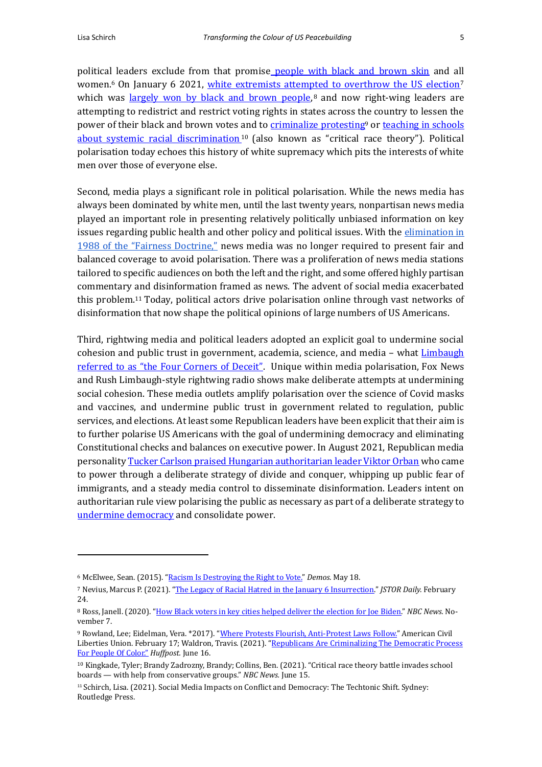political leaders exclude from that promise people with black and brown skin and all women.[6] On January 6 2021, white extremists attempted to overthrow the US election[7] which was largely won by black and brown people,[8] and now right-wing leaders are attempting to redistrict and restrict voting rights in states across the country to lessen the power of their black and brown votes and to criminalize protesting[9] or teaching in schools about systemic racial discrimination[10] (also known as "critical race theory"). Political polarisation today echoes this history of white supremacy which pits the interests of white men over those of everyone else.

Second, media plays a significant role in political polarisation. While the news media has always been dominated by white men, until the last twenty years, nonpartisan news media played an important role in presenting relatively politically unbiased information on key issues regarding public health and other policy and political issues. With the elimination in 1988 of the "Fairness Doctrine," news media was no longer required to present fair and balanced coverage to avoid polarisation. There was a proliferation of news media stations tailored to specific audiences on both the left and the right, and some offered highly partisan commentary and disinformation framed as news. The advent of social media exacerbated this problem.[11] Today, political actors drive polarisation online through vast networks of disinformation that now shape the political opinions of large numbers of US Americans.

Third, rightwing media and political leaders adopted an explicit goal to undermine social cohesion and public trust in government, academia, science, and media – what Limbaugh referred to as "the Four Corners of Deceit". Unique within media polarisation, Fox News and Rush Limbaugh-style rightwing radio shows make deliberate attempts at undermining social cohesion. These media outlets amplify polarisation over the science of Covid masks and vaccines, and undermine public trust in government related to regulation, public services, and elections. At least some Republican leaders have been explicit that their aim is to further polarise US Americans with the goal of undermining democracy and eliminating Constitutional checks and balances on executive power. In August 2021, Republican media personality Tucker Carlson praised Hungarian authoritarian leader Viktor Orban who came to power through a deliberate strategy of divide and conquer, whipping up public fear of immigrants, and a steady media control to disseminate disinformation. Leaders intent on authoritarian rule view polarising the public as necessary as part of a deliberate strategy to undermine democracy and consolidate power.

---

[6] McElwee, Sean. (2015). "Racism Is Destroying the Right to Vote." *Demos.* May 18.

[7] Nevius, Marcus P. (2021). "The Legacy of Racial Hatred in the January 6 Insurrection." *JSTOR Daily.* February 24.

[8] Ross, Janell. (2020). "How Black voters in key cities helped deliver the election for Joe Biden." *NBC News.* November 7.

[9] Rowland, Lee; Eidelman, Vera. *2017). "Where Protests Flourish, Anti-Protest Laws Follow." American Civil Liberties Union. February 17; Waldron, Travis. (2021). "Republicans Are Criminalizing The Democratic Process For People Of Color." *Huffpost.* June 16.

[10] Kingkade, Tyler; Brandy Zadrozny, Brandy; Collins, Ben. (2021). "Critical race theory battle invades school boards — with help from conservative groups." *NBC News.* June 15.

[11] Schirch, Lisa. (2021). Social Media Impacts on Conflict and Democracy: The Techtonic Shift. Sydney: Routledge Press.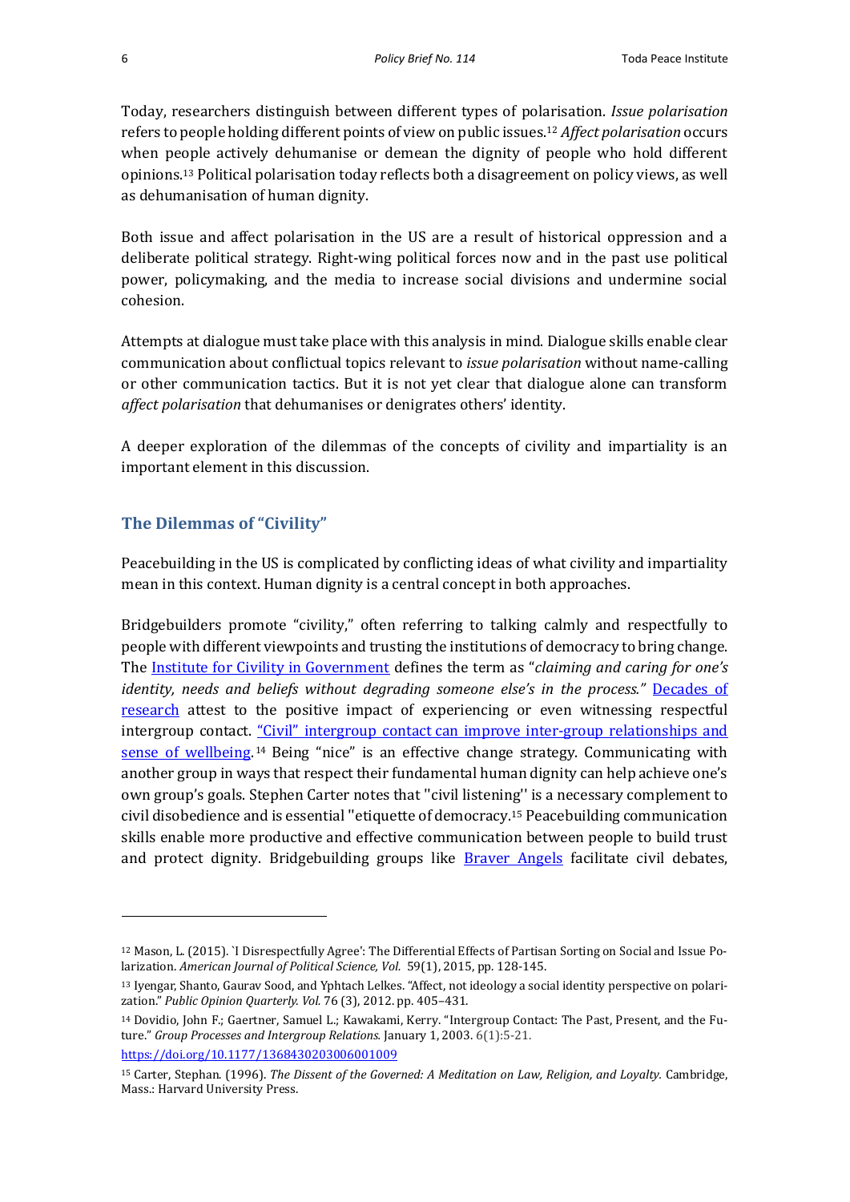Today, researchers distinguish between different types of polarisation. *Issue polarisation* refers to people holding different points of view on public issues.[12] *Affect polarisation* occurs when people actively dehumanise or demean the dignity of people who hold different opinions.[13] Political polarisation today reflects both a disagreement on policy views, as well as dehumanisation of human dignity.

Both issue and affect polarisation in the US are a result of historical oppression and a deliberate political strategy. Right-wing political forces now and in the past use political power, policymaking, and the media to increase social divisions and undermine social cohesion.

Attempts at dialogue must take place with this analysis in mind. Dialogue skills enable clear communication about conflictual topics relevant to *issue polarisation* without name-calling or other communication tactics. But it is not yet clear that dialogue alone can transform *affect polarisation* that dehumanises or denigrates others' identity.

A deeper exploration of the dilemmas of the concepts of civility and impartiality is an important element in this discussion.

## The Dilemmas of "Civility"

Peacebuilding in the US is complicated by conflicting ideas of what civility and impartiality mean in this context. Human dignity is a central concept in both approaches.

Bridgebuilders promote "civility," often referring to talking calmly and respectfully to people with different viewpoints and trusting the institutions of democracy to bring change. The Institute for Civility in Government defines the term as "*claiming and caring for one's identity, needs and beliefs without degrading someone else's in the process.*" Decades of research attest to the positive impact of experiencing or even witnessing respectful intergroup contact. "Civil" intergroup contact can improve inter-group relationships and sense of wellbeing.[14] Being "nice" is an effective change strategy. Communicating with another group in ways that respect their fundamental human dignity can help achieve one's own group's goals. Stephen Carter notes that ''civil listening'' is a necessary complement to civil disobedience and is essential ''etiquette of democracy.[15] Peacebuilding communication skills enable more productive and effective communication between people to build trust and protect dignity. Bridgebuilding groups like Braver Angels facilitate civil debates,

---

[12] Mason, L. (2015). `I Disrespectfully Agree': The Differential Effects of Partisan Sorting on Social and Issue Polarization. *American Journal of Political Science, Vol.* 59(1), 2015, pp. 128-145.

[13] Iyengar, Shanto, Gaurav Sood, and Yphtach Lelkes. "Affect, not ideology a social identity perspective on polarization." *Public Opinion Quarterly. Vol.* 76 (3), 2012. pp. 405–431.

[14] Dovidio, John F.; Gaertner, Samuel L.; Kawakami, Kerry. "Intergroup Contact: The Past, Present, and the Future." *Group Processes and Intergroup Relations.* January 1, 2003. 6(1):5-21. https://doi.org/10.1177/1368430203006001009

[15] Carter, Stephan. (1996). *The Dissent of the Governed: A Meditation on Law, Religion, and Loyalty.* Cambridge, Mass.: Harvard University Press.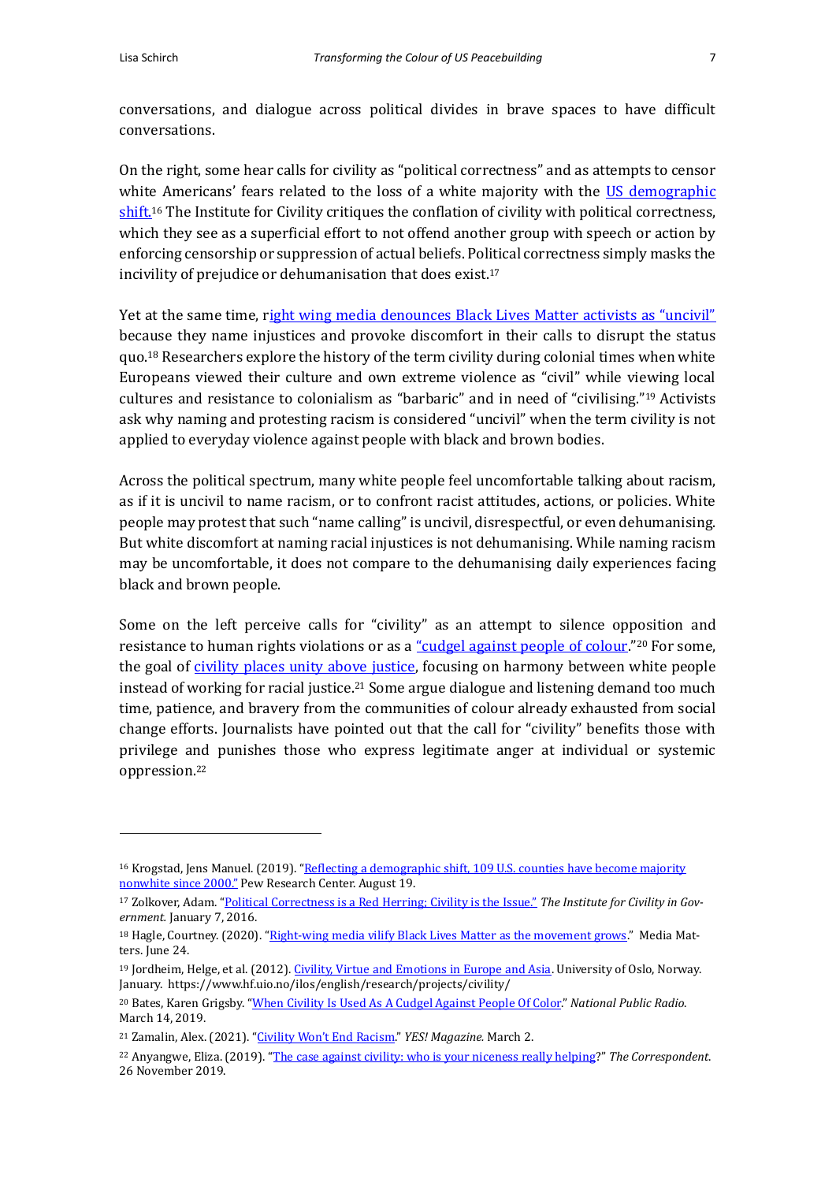conversations, and dialogue across political divides in brave spaces to have difficult conversations.

On the right, some hear calls for civility as "political correctness" and as attempts to censor white Americans' fears related to the loss of a white majority with the [US demographic shift.](#)[16] The Institute for Civility critiques the conflation of civility with political correctness, which they see as a superficial effort to not offend another group with speech or action by enforcing censorship or suppression of actual beliefs. Political correctness simply masks the incivility of prejudice or dehumanisation that does exist.[17]

Yet at the same time, [right wing media denounces Black Lives Matter activists as "uncivil"](#) because they name injustices and provoke discomfort in their calls to disrupt the status quo.[18] Researchers explore the history of the term civility during colonial times when white Europeans viewed their culture and own extreme violence as "civil" while viewing local cultures and resistance to colonialism as "barbaric" and in need of "civilising."[19] Activists ask why naming and protesting racism is considered "uncivil" when the term civility is not applied to everyday violence against people with black and brown bodies.

Across the political spectrum, many white people feel uncomfortable talking about racism, as if it is uncivil to name racism, or to confront racist attitudes, actions, or policies. White people may protest that such "name calling" is uncivil, disrespectful, or even dehumanising. But white discomfort at naming racial injustices is not dehumanising. While naming racism may be uncomfortable, it does not compare to the dehumanising daily experiences facing black and brown people.

Some on the left perceive calls for "civility" as an attempt to silence opposition and resistance to human rights violations or as a ["cudgel against people of colour"](#).[20] For some, the goal of [civility places unity above justice](#), focusing on harmony between white people instead of working for racial justice.[21] Some argue dialogue and listening demand too much time, patience, and bravery from the communities of colour already exhausted from social change efforts. Journalists have pointed out that the call for "civility" benefits those with privilege and punishes those who express legitimate anger at individual or systemic oppression.[22]

---

[16] Krogstad, Jens Manuel. (2019). "[Reflecting a demographic shift, 109 U.S. counties have become majority nonwhite since 2000.](#)" Pew Research Center. August 19.

[17] Zolkover, Adam. "[Political Correctness is a Red Herring; Civility is the Issue.](#)" *The Institute for Civility in Government*. January 7, 2016.

[18] Hagle, Courtney. (2020). "[Right-wing media vilify Black Lives Matter as the movement grows](#)." Media Matters. June 24.

[19] Jordheim, Helge, et al. (2012). [Civility, Virtue and Emotions in Europe and Asia](#). University of Oslo, Norway. January. https://www.hf.uio.no/ilos/english/research/projects/civility/

[20] Bates, Karen Grigsby. "[When Civility Is Used As A Cudgel Against People Of Color](#)." *National Public Radio*. March 14, 2019.

[21] Zamalin, Alex. (2021). "[Civility Won't End Racism](#)." *YES! Magazine*. March 2.

[22] Anyangwe, Eliza. (2019). "[The case against civility: who is your niceness really helping](#)?" *The Correspondent*. 26 November 2019.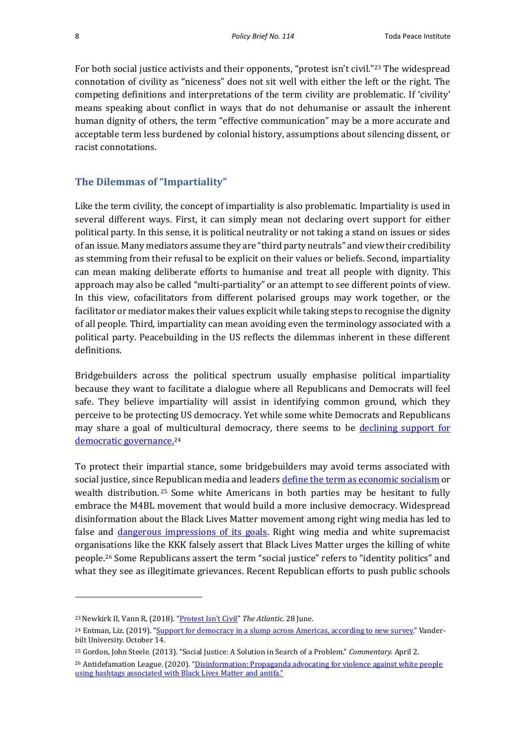For both social justice activists and their opponents, "protest isn't civil."[23] The widespread connotation of civility as "niceness" does not sit well with either the left or the right. The competing definitions and interpretations of the term civility are problematic. If 'civility' means speaking about conflict in ways that do not dehumanise or assault the inherent human dignity of others, the term "effective communication" may be a more accurate and acceptable term less burdened by colonial history, assumptions about silencing dissent, or racist connotations.

## The Dilemmas of "Impartiality"

Like the term civility, the concept of impartiality is also problematic. Impartiality is used in several different ways. First, it can simply mean not declaring overt support for either political party. In this sense, it is political neutrality or not taking a stand on issues or sides of an issue. Many mediators assume they are "third party neutrals" and view their credibility as stemming from their refusal to be explicit on their values or beliefs. Second, impartiality can mean making deliberate efforts to humanise and treat all people with dignity. This approach may also be called "multi-partiality" or an attempt to see different points of view. In this view, cofacilitators from different polarised groups may work together, or the facilitator or mediator makes their values explicit while taking steps to recognise the dignity of all people. Third, impartiality can mean avoiding even the terminology associated with a political party. Peacebuilding in the US reflects the dilemmas inherent in these different definitions.

Bridgebuilders across the political spectrum usually emphasise political impartiality because they want to facilitate a dialogue where all Republicans and Democrats will feel safe. They believe impartiality will assist in identifying common ground, which they perceive to be protecting US democracy. Yet while some white Democrats and Republicans may share a goal of multicultural democracy, there seems to be declining support for democratic governance.[24]

To protect their impartial stance, some bridgebuilders may avoid terms associated with social justice, since Republican media and leaders define the term as economic socialism or wealth distribution.[25] Some white Americans in both parties may be hesitant to fully embrace the M4BL movement that would build a more inclusive democracy. Widespread disinformation about the Black Lives Matter movement among right wing media has led to false and dangerous impressions of its goals. Right wing media and white supremacist organisations like the KKK falsely assert that Black Lives Matter urges the killing of white people.[26] Some Republicans assert the term "social justice" refers to "identity politics" and what they see as illegitimate grievances. Recent Republican efforts to push public schools

---

[23] Newkirk II, Vann R, (2018). "Protest Isn't Civil" *The Atlantic*. 28 June.

[24] Entman, Liz. (2019). "Support for democracy in a slump across Americas, according to new survey." Vanderbilt University. October 14.

[25] Gordon, John Steele. (2013). "Social Justice: A Solution in Search of a Problem." *Commentary.* April 2.

[26] Antidefamation League. (2020). "Disinformation: Propaganda advocating for violence against white people using hashtags associated with Black Lives Matter and antifa."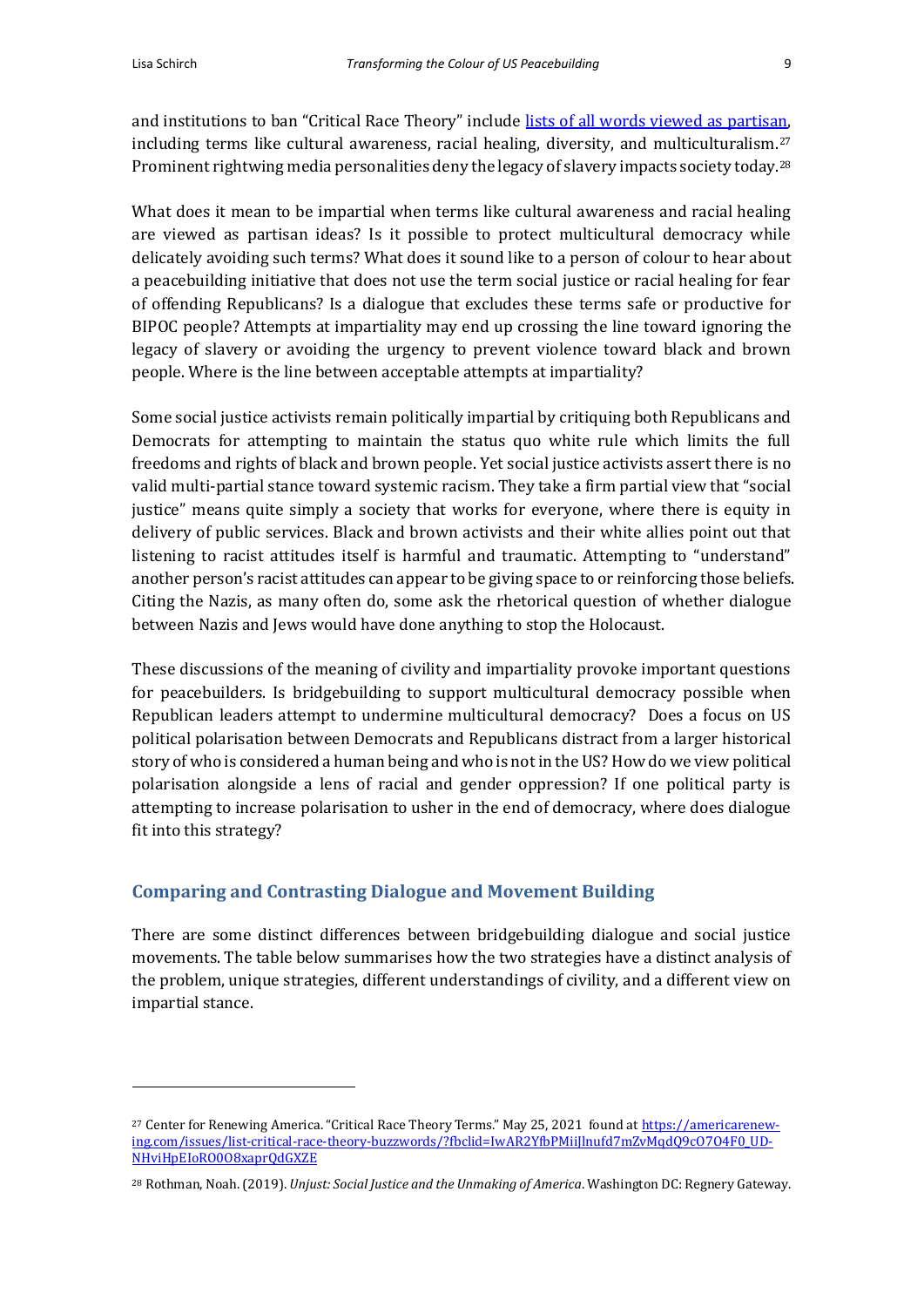and institutions to ban "Critical Race Theory" include [lists of all words viewed as partisan](https://americarenewing.com/issues/list-critical-race-theory-buzzwords/), including terms like cultural awareness, racial healing, diversity, and multiculturalism.[27] Prominent rightwing media personalities deny the legacy of slavery impacts society today.[28]

What does it mean to be impartial when terms like cultural awareness and racial healing are viewed as partisan ideas? Is it possible to protect multicultural democracy while delicately avoiding such terms? What does it sound like to a person of colour to hear about a peacebuilding initiative that does not use the term social justice or racial healing for fear of offending Republicans? Is a dialogue that excludes these terms safe or productive for BIPOC people? Attempts at impartiality may end up crossing the line toward ignoring the legacy of slavery or avoiding the urgency to prevent violence toward black and brown people. Where is the line between acceptable attempts at impartiality?

Some social justice activists remain politically impartial by critiquing both Republicans and Democrats for attempting to maintain the status quo white rule which limits the full freedoms and rights of black and brown people. Yet social justice activists assert there is no valid multi-partial stance toward systemic racism. They take a firm partial view that "social justice" means quite simply a society that works for everyone, where there is equity in delivery of public services. Black and brown activists and their white allies point out that listening to racist attitudes itself is harmful and traumatic. Attempting to "understand" another person's racist attitudes can appear to be giving space to or reinforcing those beliefs. Citing the Nazis, as many often do, some ask the rhetorical question of whether dialogue between Nazis and Jews would have done anything to stop the Holocaust.

These discussions of the meaning of civility and impartiality provoke important questions for peacebuilders. Is bridgebuilding to support multicultural democracy possible when Republican leaders attempt to undermine multicultural democracy? Does a focus on US political polarisation between Democrats and Republicans distract from a larger historical story of who is considered a human being and who is not in the US? How do we view political polarisation alongside a lens of racial and gender oppression? If one political party is attempting to increase polarisation to usher in the end of democracy, where does dialogue fit into this strategy?

## Comparing and Contrasting Dialogue and Movement Building

There are some distinct differences between bridgebuilding dialogue and social justice movements. The table below summarises how the two strategies have a distinct analysis of the problem, unique strategies, different understandings of civility, and a different view on impartial stance.

---

[27] Center for Renewing America. "Critical Race Theory Terms." May 25, 2021 found at https://americarenewing.com/issues/list-critical-race-theory-buzzwords/?fbclid=IwAR2YfbPMiiJlnufd7mZvMqdQ9cO7O4F0_UD-NHviHpEIoRO0O8xaprQdGXZE

[28] Rothman, Noah. (2019). *Unjust: Social Justice and the Unmaking of America*. Washington DC: Regnery Gateway.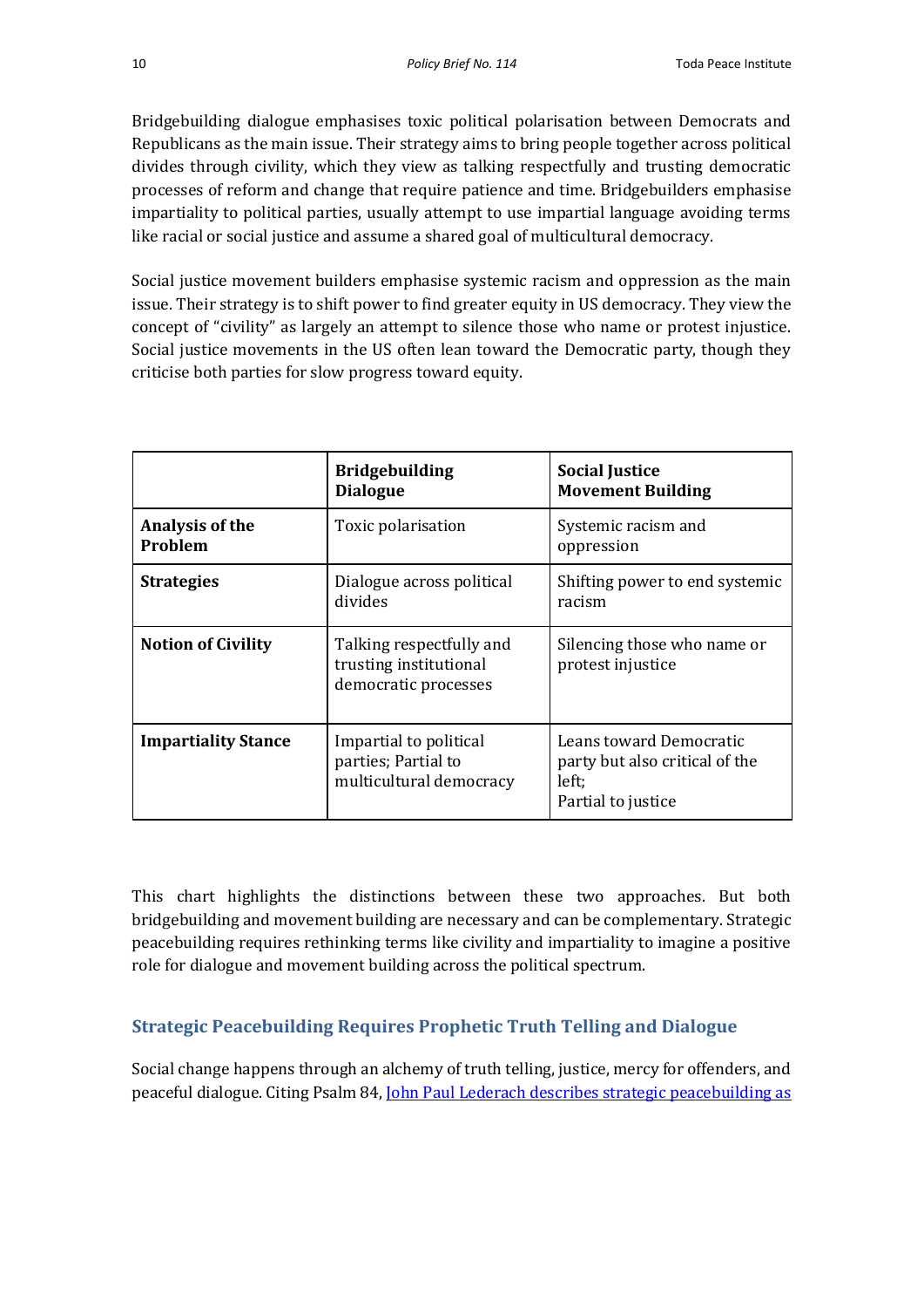Bridgebuilding dialogue emphasises toxic political polarisation between Democrats and Republicans as the main issue. Their strategy aims to bring people together across political divides through civility, which they view as talking respectfully and trusting democratic processes of reform and change that require patience and time. Bridgebuilders emphasise impartiality to political parties, usually attempt to use impartial language avoiding terms like racial or social justice and assume a shared goal of multicultural democracy.

Social justice movement builders emphasise systemic racism and oppression as the main issue. Their strategy is to shift power to find greater equity in US democracy. They view the concept of "civility" as largely an attempt to silence those who name or protest injustice. Social justice movements in the US often lean toward the Democratic party, though they criticise both parties for slow progress toward equity.

| | **Bridgebuilding Dialogue** | **Social Justice Movement Building** |
|---|---|---|
| **Analysis of the Problem** | Toxic polarisation | Systemic racism and oppression |
| **Strategies** | Dialogue across political divides | Shifting power to end systemic racism |
| **Notion of Civility** | Talking respectfully and trusting institutional democratic processes | Silencing those who name or protest injustice |
| **Impartiality Stance** | Impartial to political parties; Partial to multicultural democracy | Leans toward Democratic party but also critical of the left; Partial to justice |

This chart highlights the distinctions between these two approaches. But both bridgebuilding and movement building are necessary and can be complementary. Strategic peacebuilding requires rethinking terms like civility and impartiality to imagine a positive role for dialogue and movement building across the political spectrum.

## Strategic Peacebuilding Requires Prophetic Truth Telling and Dialogue

Social change happens through an alchemy of truth telling, justice, mercy for offenders, and peaceful dialogue. Citing Psalm 84, John Paul Lederach describes strategic peacebuilding as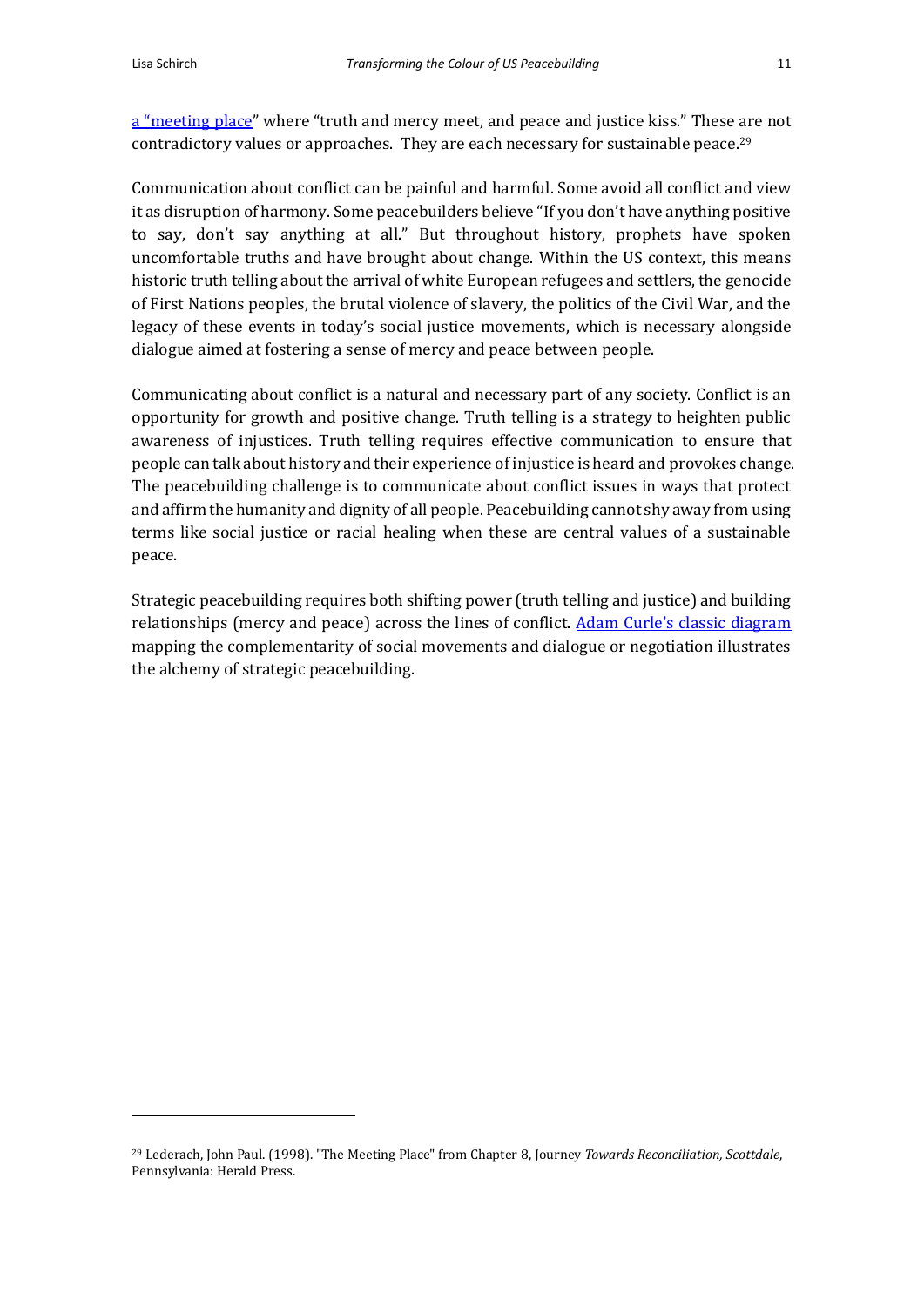[a "meeting place"]() where "truth and mercy meet, and peace and justice kiss." These are not contradictory values or approaches. They are each necessary for sustainable peace.[29]

Communication about conflict can be painful and harmful. Some avoid all conflict and view it as disruption of harmony. Some peacebuilders believe "If you don't have anything positive to say, don't say anything at all." But throughout history, prophets have spoken uncomfortable truths and have brought about change. Within the US context, this means historic truth telling about the arrival of white European refugees and settlers, the genocide of First Nations peoples, the brutal violence of slavery, the politics of the Civil War, and the legacy of these events in today's social justice movements, which is necessary alongside dialogue aimed at fostering a sense of mercy and peace between people.

Communicating about conflict is a natural and necessary part of any society. Conflict is an opportunity for growth and positive change. Truth telling is a strategy to heighten public awareness of injustices. Truth telling requires effective communication to ensure that people can talk about history and their experience of injustice is heard and provokes change. The peacebuilding challenge is to communicate about conflict issues in ways that protect and affirm the humanity and dignity of all people. Peacebuilding cannot shy away from using terms like social justice or racial healing when these are central values of a sustainable peace.

Strategic peacebuilding requires both shifting power (truth telling and justice) and building relationships (mercy and peace) across the lines of conflict. [Adam Curle's classic diagram]() mapping the complementarity of social movements and dialogue or negotiation illustrates the alchemy of strategic peacebuilding.

---

[29] Lederach, John Paul. (1998). "The Meeting Place" from Chapter 8, Journey *Towards Reconciliation, Scottdale*, Pennsylvania: Herald Press.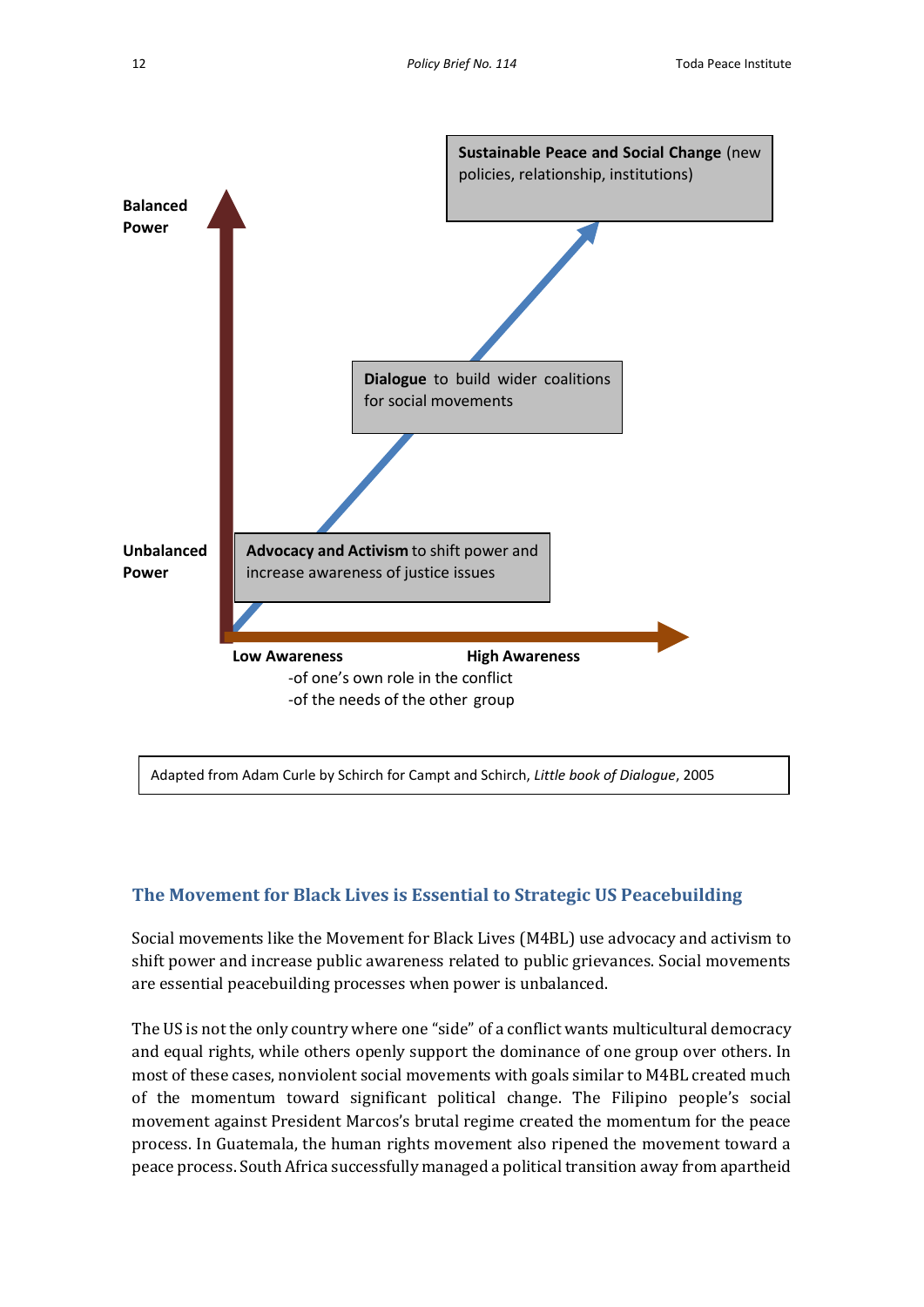**Sustainable Peace and Social Change** (new policies, relationship, institutions)

Balanced Power

**Dialogue** to build wider coalitions for social movements

Unbalanced Power

**Advocacy and Activism** to shift power and increase awareness of justice issues

Low Awareness  High Awareness

-of one's own role in the conflict
-of the needs of the other group

Adapted from Adam Curle by Schirch for Campt and Schirch, *Little book of Dialogue*, 2005

## The Movement for Black Lives is Essential to Strategic US Peacebuilding

Social movements like the Movement for Black Lives (M4BL) use advocacy and activism to shift power and increase public awareness related to public grievances. Social movements are essential peacebuilding processes when power is unbalanced.

The US is not the only country where one "side" of a conflict wants multicultural democracy and equal rights, while others openly support the dominance of one group over others. In most of these cases, nonviolent social movements with goals similar to M4BL created much of the momentum toward significant political change. The Filipino people's social movement against President Marcos's brutal regime created the momentum for the peace process. In Guatemala, the human rights movement also ripened the movement toward a peace process. South Africa successfully managed a political transition away from apartheid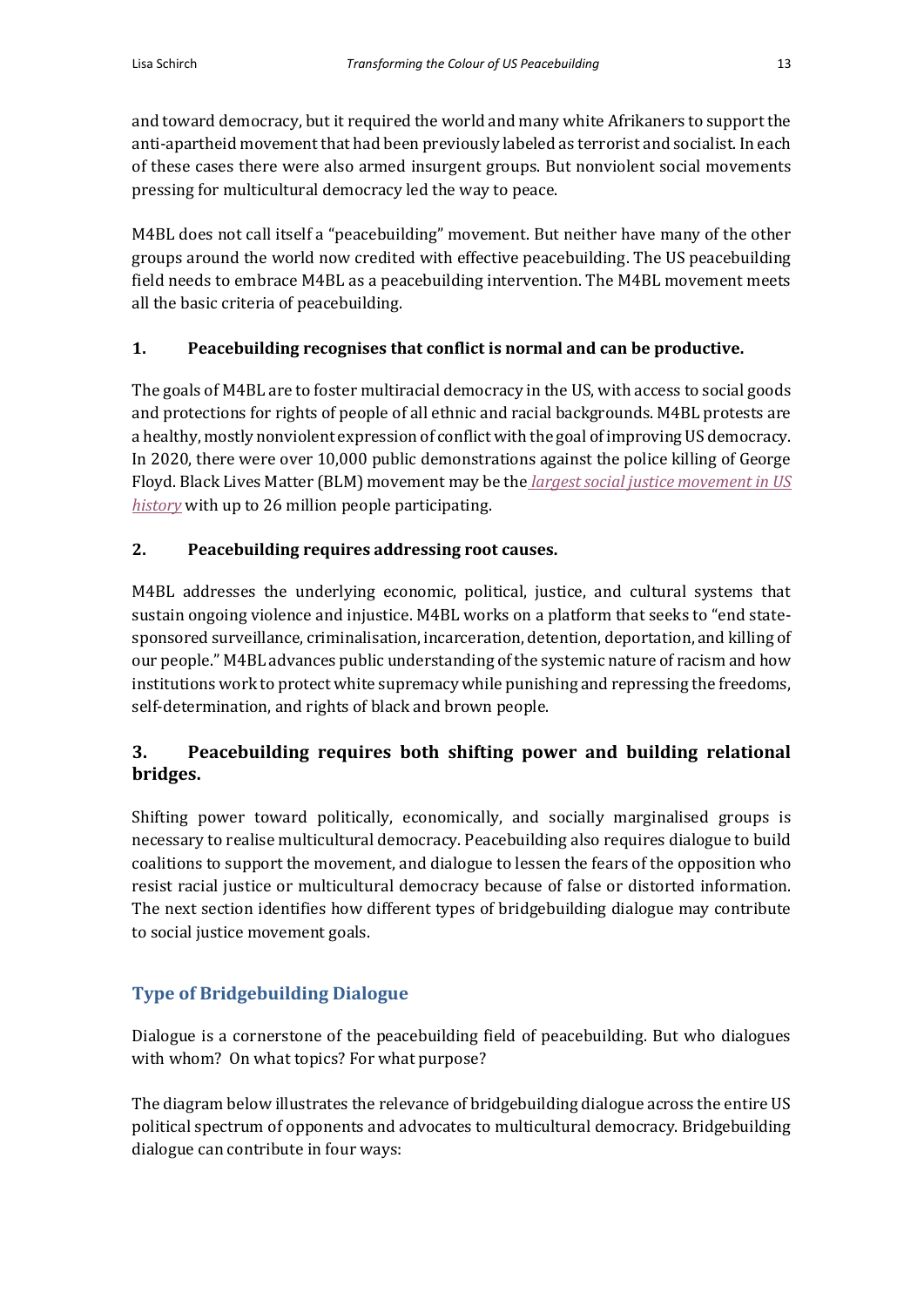and toward democracy, but it required the world and many white Afrikaners to support the anti-apartheid movement that had been previously labeled as terrorist and socialist. In each of these cases there were also armed insurgent groups. But nonviolent social movements pressing for multicultural democracy led the way to peace.

M4BL does not call itself a "peacebuilding" movement. But neither have many of the other groups around the world now credited with effective peacebuilding. The US peacebuilding field needs to embrace M4BL as a peacebuilding intervention. The M4BL movement meets all the basic criteria of peacebuilding.

### 1. Peacebuilding recognises that conflict is normal and can be productive.

The goals of M4BL are to foster multiracial democracy in the US, with access to social goods and protections for rights of people of all ethnic and racial backgrounds. M4BL protests are a healthy, mostly nonviolent expression of conflict with the goal of improving US democracy. In 2020, there were over 10,000 public demonstrations against the police killing of George Floyd. Black Lives Matter (BLM) movement may be the *largest social justice movement in US history* with up to 26 million people participating.

### 2. Peacebuilding requires addressing root causes.

M4BL addresses the underlying economic, political, justice, and cultural systems that sustain ongoing violence and injustice. M4BL works on a platform that seeks to "end state-sponsored surveillance, criminalisation, incarceration, detention, deportation, and killing of our people." M4BL advances public understanding of the systemic nature of racism and how institutions work to protect white supremacy while punishing and repressing the freedoms, self-determination, and rights of black and brown people.

### 3. Peacebuilding requires both shifting power and building relational bridges.

Shifting power toward politically, economically, and socially marginalised groups is necessary to realise multicultural democracy. Peacebuilding also requires dialogue to build coalitions to support the movement, and dialogue to lessen the fears of the opposition who resist racial justice or multicultural democracy because of false or distorted information. The next section identifies how different types of bridgebuilding dialogue may contribute to social justice movement goals.

## Type of Bridgebuilding Dialogue

Dialogue is a cornerstone of the peacebuilding field of peacebuilding. But who dialogues with whom? On what topics? For what purpose?

The diagram below illustrates the relevance of bridgebuilding dialogue across the entire US political spectrum of opponents and advocates to multicultural democracy. Bridgebuilding dialogue can contribute in four ways: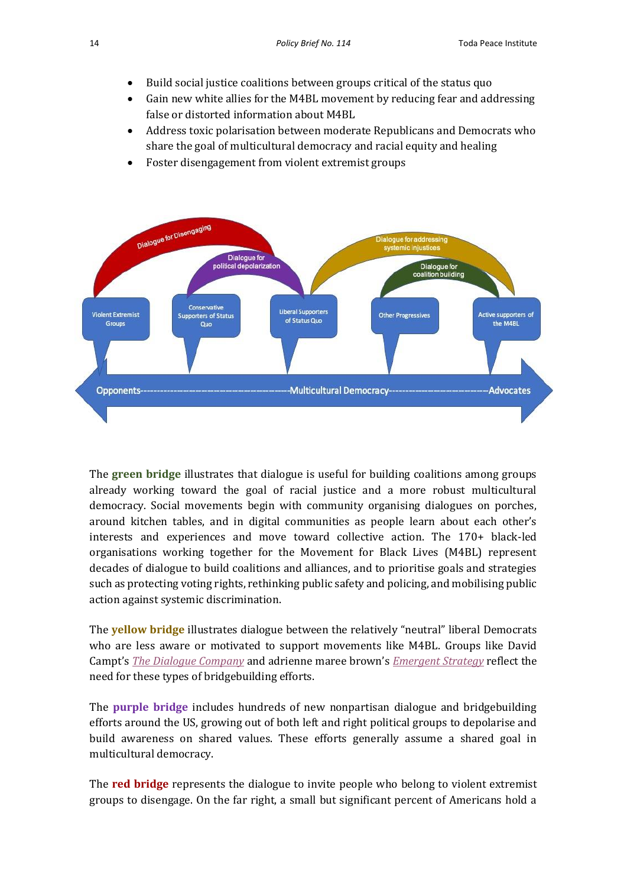- Build social justice coalitions between groups critical of the status quo
- Gain new white allies for the M4BL movement by reducing fear and addressing false or distorted information about M4BL
- Address toxic polarisation between moderate Republicans and Democrats who share the goal of multicultural democracy and racial equity and healing
- Foster disengagement from violent extremist groups

The **green bridge** illustrates that dialogue is useful for building coalitions among groups already working toward the goal of racial justice and a more robust multicultural democracy. Social movements begin with community organising dialogues on porches, around kitchen tables, and in digital communities as people learn about each other's interests and experiences and move toward collective action. The 170+ black-led organisations working together for the Movement for Black Lives (M4BL) represent decades of dialogue to build coalitions and alliances, and to prioritise goals and strategies such as protecting voting rights, rethinking public safety and policing, and mobilising public action against systemic discrimination.

The **yellow bridge** illustrates dialogue between the relatively "neutral" liberal Democrats who are less aware or motivated to support movements like M4BL. Groups like David Campt's *The Dialogue Company* and adrienne maree brown's *Emergent Strategy* reflect the need for these types of bridgebuilding efforts.

The **purple bridge** includes hundreds of new nonpartisan dialogue and bridgebuilding efforts around the US, growing out of both left and right political groups to depolarise and build awareness on shared values. These efforts generally assume a shared goal in multicultural democracy.

The **red bridge** represents the dialogue to invite people who belong to violent extremist groups to disengage. On the far right, a small but significant percent of Americans hold a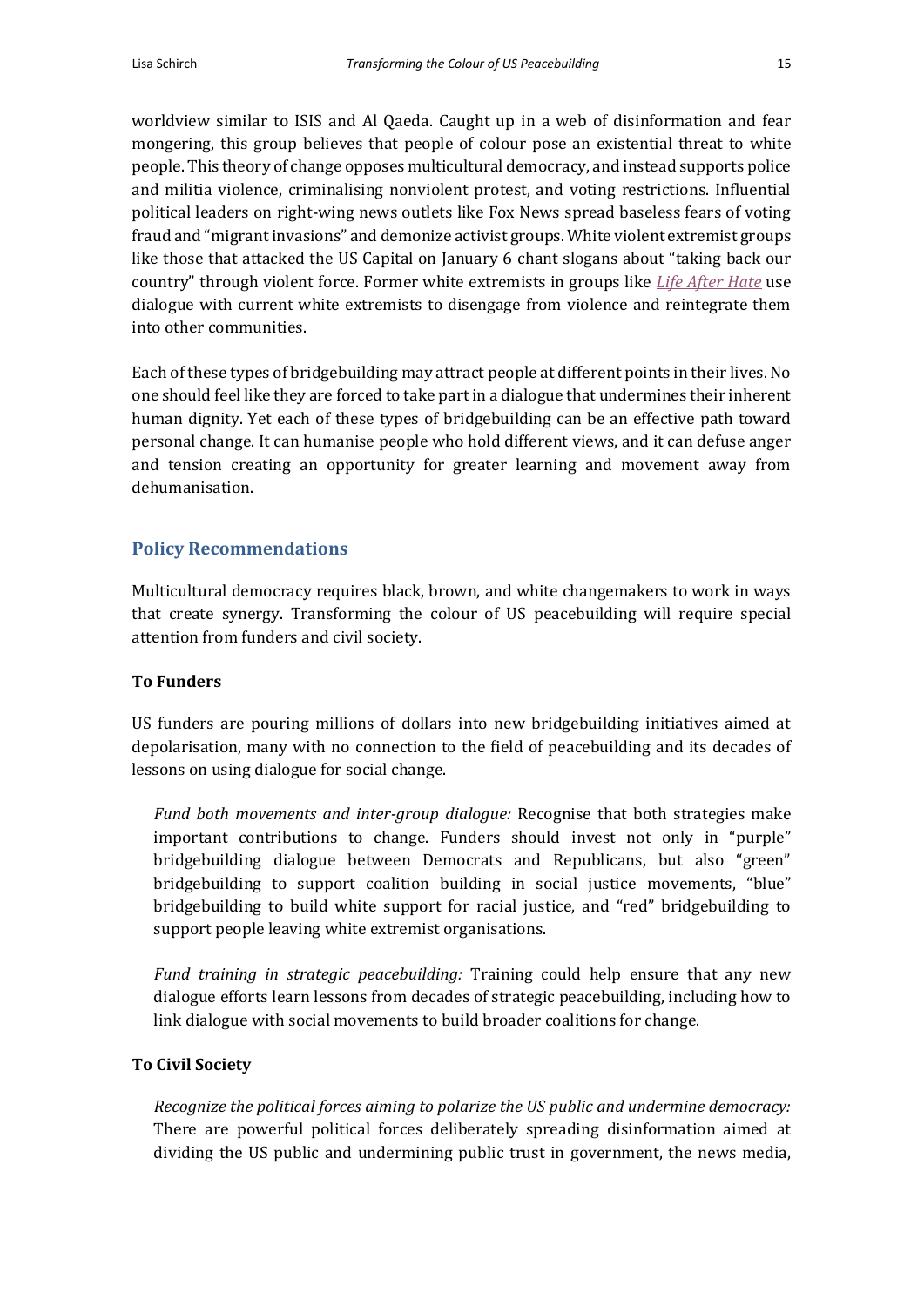worldview similar to ISIS and Al Qaeda. Caught up in a web of disinformation and fear mongering, this group believes that people of colour pose an existential threat to white people. This theory of change opposes multicultural democracy, and instead supports police and militia violence, criminalising nonviolent protest, and voting restrictions. Influential political leaders on right-wing news outlets like Fox News spread baseless fears of voting fraud and "migrant invasions" and demonize activist groups. White violent extremist groups like those that attacked the US Capital on January 6 chant slogans about "taking back our country" through violent force. Former white extremists in groups like *Life After Hate* use dialogue with current white extremists to disengage from violence and reintegrate them into other communities.

Each of these types of bridgebuilding may attract people at different points in their lives. No one should feel like they are forced to take part in a dialogue that undermines their inherent human dignity. Yet each of these types of bridgebuilding can be an effective path toward personal change. It can humanise people who hold different views, and it can defuse anger and tension creating an opportunity for greater learning and movement away from dehumanisation.

## Policy Recommendations

Multicultural democracy requires black, brown, and white changemakers to work in ways that create synergy. Transforming the colour of US peacebuilding will require special attention from funders and civil society.

### To Funders

US funders are pouring millions of dollars into new bridgebuilding initiatives aimed at depolarisation, many with no connection to the field of peacebuilding and its decades of lessons on using dialogue for social change.

*Fund both movements and inter-group dialogue:* Recognise that both strategies make important contributions to change. Funders should invest not only in "purple" bridgebuilding dialogue between Democrats and Republicans, but also "green" bridgebuilding to support coalition building in social justice movements, "blue" bridgebuilding to build white support for racial justice, and "red" bridgebuilding to support people leaving white extremist organisations.

*Fund training in strategic peacebuilding:* Training could help ensure that any new dialogue efforts learn lessons from decades of strategic peacebuilding, including how to link dialogue with social movements to build broader coalitions for change.

### To Civil Society

*Recognize the political forces aiming to polarize the US public and undermine democracy:* There are powerful political forces deliberately spreading disinformation aimed at dividing the US public and undermining public trust in government, the news media,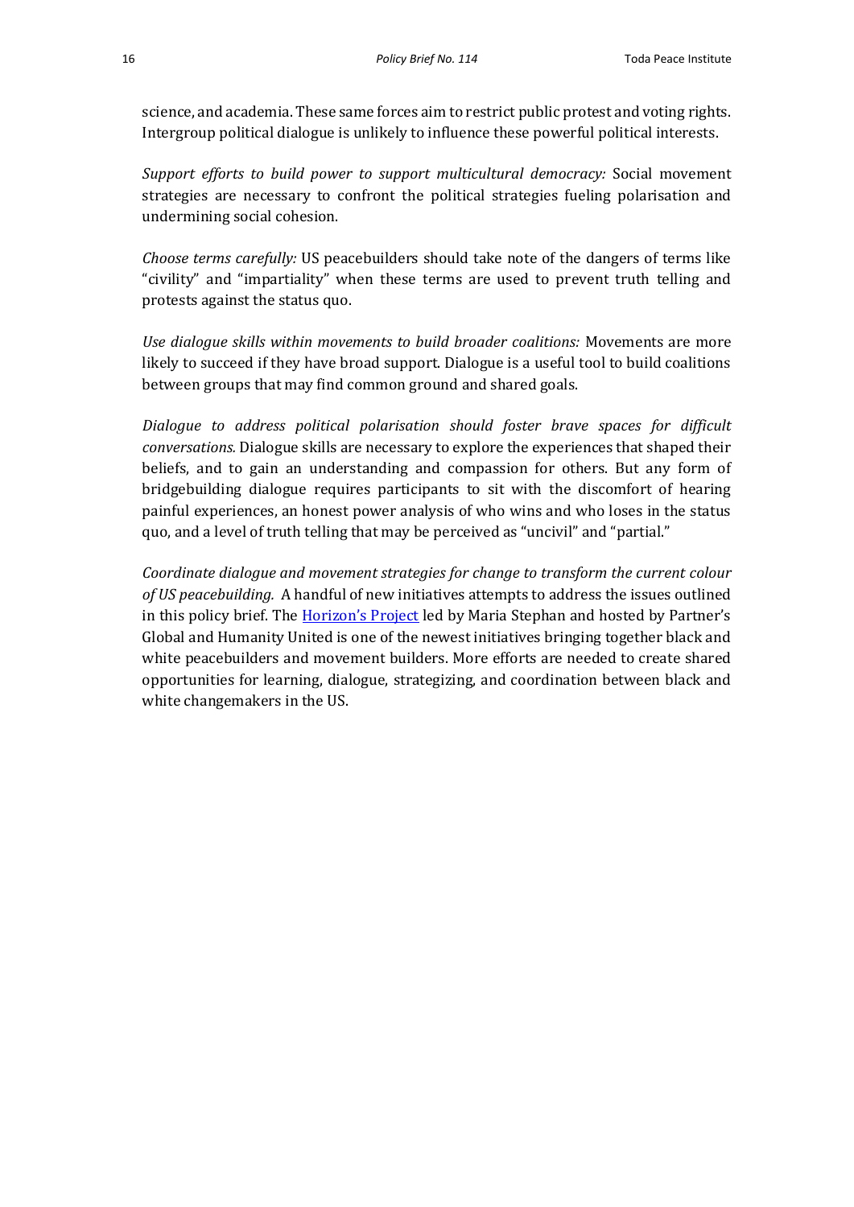science, and academia. These same forces aim to restrict public protest and voting rights. Intergroup political dialogue is unlikely to influence these powerful political interests.

*Support efforts to build power to support multicultural democracy:* Social movement strategies are necessary to confront the political strategies fueling polarisation and undermining social cohesion.

*Choose terms carefully:* US peacebuilders should take note of the dangers of terms like "civility" and "impartiality" when these terms are used to prevent truth telling and protests against the status quo.

*Use dialogue skills within movements to build broader coalitions:* Movements are more likely to succeed if they have broad support. Dialogue is a useful tool to build coalitions between groups that may find common ground and shared goals.

*Dialogue to address political polarisation should foster brave spaces for difficult conversations.* Dialogue skills are necessary to explore the experiences that shaped their beliefs, and to gain an understanding and compassion for others. But any form of bridgebuilding dialogue requires participants to sit with the discomfort of hearing painful experiences, an honest power analysis of who wins and who loses in the status quo, and a level of truth telling that may be perceived as "uncivil" and "partial."

*Coordinate dialogue and movement strategies for change to transform the current colour of US peacebuilding.* A handful of new initiatives attempts to address the issues outlined in this policy brief. The Horizon's Project led by Maria Stephan and hosted by Partner's Global and Humanity United is one of the newest initiatives bringing together black and white peacebuilders and movement builders. More efforts are needed to create shared opportunities for learning, dialogue, strategizing, and coordination between black and white changemakers in the US.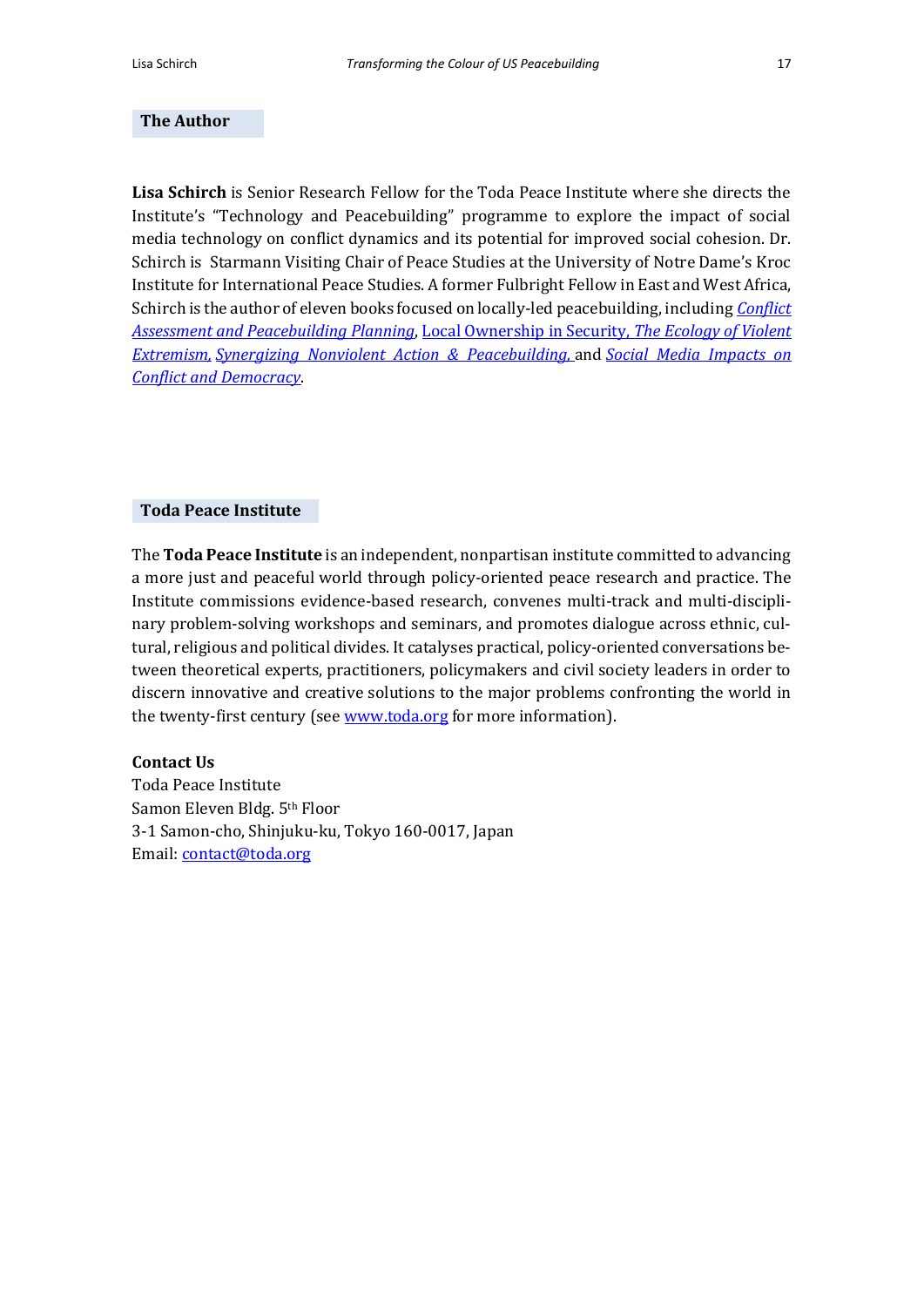## The Author

**Lisa Schirch** is Senior Research Fellow for the Toda Peace Institute where she directs the Institute's "Technology and Peacebuilding" programme to explore the impact of social media technology on conflict dynamics and its potential for improved social cohesion. Dr. Schirch is Starmann Visiting Chair of Peace Studies at the University of Notre Dame's Kroc Institute for International Peace Studies. A former Fulbright Fellow in East and West Africa, Schirch is the author of eleven books focused on locally-led peacebuilding, including *Conflict Assessment and Peacebuilding Planning*, Local Ownership in Security, *The Ecology of Violent Extremism, Synergizing Nonviolent Action & Peacebuilding,* and *Social Media Impacts on Conflict and Democracy*.

## Toda Peace Institute

The **Toda Peace Institute** is an independent, nonpartisan institute committed to advancing a more just and peaceful world through policy-oriented peace research and practice. The Institute commissions evidence-based research, convenes multi-track and multi-disciplinary problem-solving workshops and seminars, and promotes dialogue across ethnic, cultural, religious and political divides. It catalyses practical, policy-oriented conversations between theoretical experts, practitioners, policymakers and civil society leaders in order to discern innovative and creative solutions to the major problems confronting the world in the twenty-first century (see www.toda.org for more information).

**Contact Us**
Toda Peace Institute
Samon Eleven Bldg. 5th Floor
3-1 Samon-cho, Shinjuku-ku, Tokyo 160-0017, Japan
Email: contact@toda.org